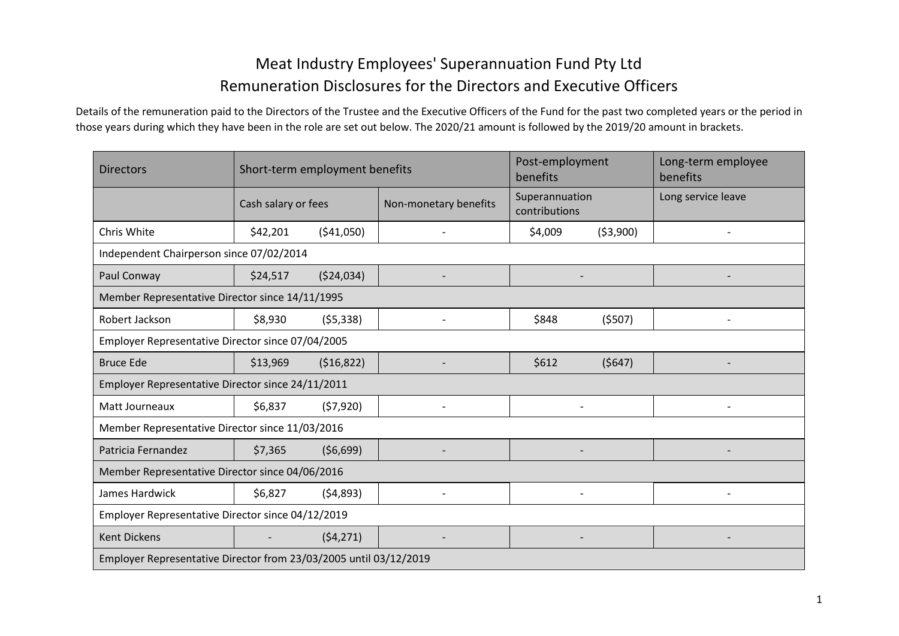# Meat Industry Employees' Superannuation Fund Pty Ltd
## Remuneration Disclosures for the Directors and Executive Officers

Details of the remuneration paid to the Directors of the Trustee and the Executive Officers of the Fund for the past two completed years or the period in those years during which they have been in the role are set out below. The 2020/21 amount is followed by the 2019/20 amount in brackets.

| Directors | Short-term employment benefits | | | Post-employment benefits | | Long-term employee benefits |
|---|---|---|---|---|---|---|
| | Cash salary or fees | | Non-monetary benefits | Superannuation contributions | | Long service leave |
| Chris White | $42,201 | ($41,050) | - | $4,009 | ($3,900) | - |
| Independent Chairperson since 07/02/2014 | | | | | | |
| Paul Conway | $24,517 | ($24,034) | - | - | | - |
| Member Representative Director since 14/11/1995 | | | | | | |
| Robert Jackson | $8,930 | ($5,338) | - | $848 | ($507) | - |
| Employer Representative Director since 07/04/2005 | | | | | | |
| Bruce Ede | $13,969 | ($16,822) | - | $612 | ($647) | - |
| Employer Representative Director since 24/11/2011 | | | | | | |
| Matt Journeaux | $6,837 | ($7,920) | - | - | | - |
| Member Representative Director since 11/03/2016 | | | | | | |
| Patricia Fernandez | $7,365 | ($6,699) | - | - | | - |
| Member Representative Director since 04/06/2016 | | | | | | |
| James Hardwick | $6,827 | ($4,893) | - | - | | - |
| Employer Representative Director since 04/12/2019 | | | | | | |
| Kent Dickens | - | ($4,271) | - | - | | - |
| Employer Representative Director from 23/03/2005 until 03/12/2019 | | | | | | |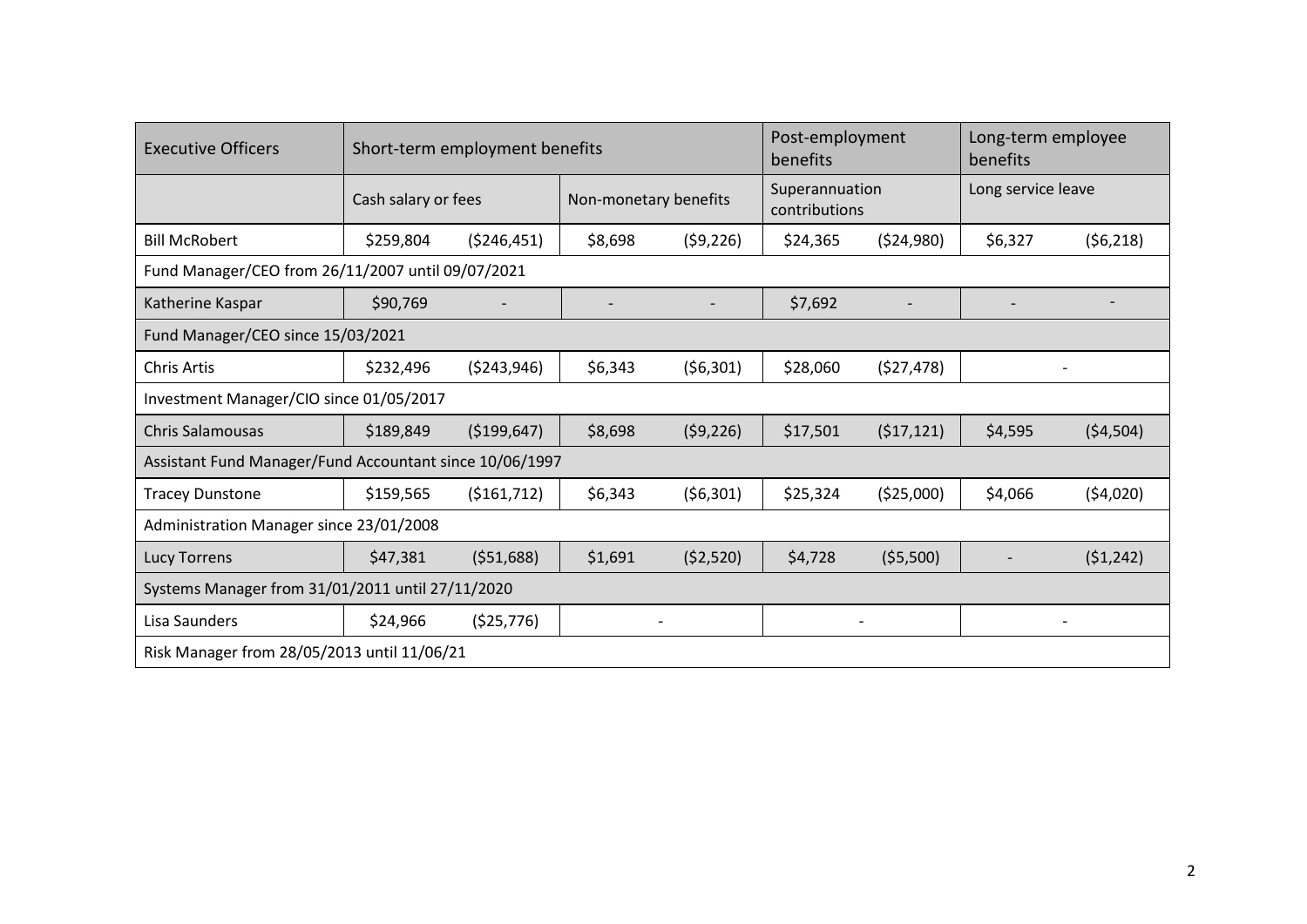| Executive Officers | Short-term employment benefits | | | | Post-employment benefits | | Long-term employee benefits | |
|---|---|---|---|---|---|---|---|---|
| | Cash salary or fees | | Non-monetary benefits | | Superannuation contributions | | Long service leave | |
| Bill McRobert | $259,804 | ($246,451) | $8,698 | ($9,226) | $24,365 | ($24,980) | $6,327 | ($6,218) |
| Fund Manager/CEO from 26/11/2007 until 09/07/2021 | | | | | | | | |
| Katherine Kaspar | $90,769 | - | - | - | $7,692 | - | - | - |
| Fund Manager/CEO since 15/03/2021 | | | | | | | | |
| Chris Artis | $232,496 | ($243,946) | $6,343 | ($6,301) | $28,060 | ($27,478) | - | |
| Investment Manager/CIO since 01/05/2017 | | | | | | | | |
| Chris Salamousas | $189,849 | ($199,647) | $8,698 | ($9,226) | $17,501 | ($17,121) | $4,595 | ($4,504) |
| Assistant Fund Manager/Fund Accountant since 10/06/1997 | | | | | | | | |
| Tracey Dunstone | $159,565 | ($161,712) | $6,343 | ($6,301) | $25,324 | ($25,000) | $4,066 | ($4,020) |
| Administration Manager since 23/01/2008 | | | | | | | | |
| Lucy Torrens | $47,381 | ($51,688) | $1,691 | ($2,520) | $4,728 | ($5,500) | - | ($1,242) |
| Systems Manager from 31/01/2011 until 27/11/2020 | | | | | | | | |
| Lisa Saunders | $24,966 | ($25,776) | - | | - | | - | |
| Risk Manager from 28/05/2013 until 11/06/21 | | | | | | | | |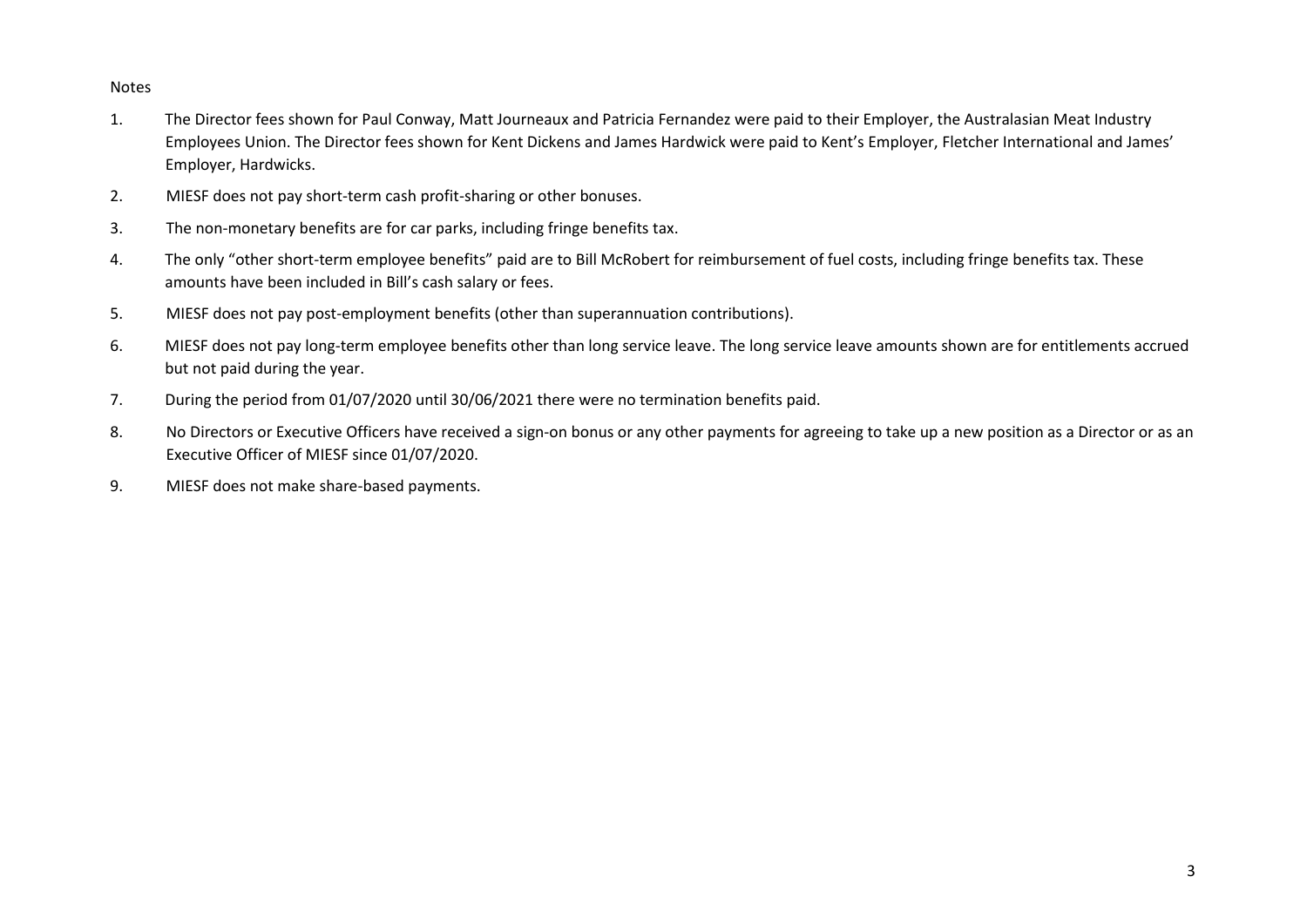Notes

1. The Director fees shown for Paul Conway, Matt Journeaux and Patricia Fernandez were paid to their Employer, the Australasian Meat Industry Employees Union. The Director fees shown for Kent Dickens and James Hardwick were paid to Kent's Employer, Fletcher International and James' Employer, Hardwicks.
2. MIESF does not pay short-term cash profit-sharing or other bonuses.
3. The non-monetary benefits are for car parks, including fringe benefits tax.
4. The only "other short-term employee benefits" paid are to Bill McRobert for reimbursement of fuel costs, including fringe benefits tax. These amounts have been included in Bill's cash salary or fees.
5. MIESF does not pay post-employment benefits (other than superannuation contributions).
6. MIESF does not pay long-term employee benefits other than long service leave. The long service leave amounts shown are for entitlements accrued but not paid during the year.
7. During the period from 01/07/2020 until 30/06/2021 there were no termination benefits paid.
8. No Directors or Executive Officers have received a sign-on bonus or any other payments for agreeing to take up a new position as a Director or as an Executive Officer of MIESF since 01/07/2020.
9. MIESF does not make share-based payments.